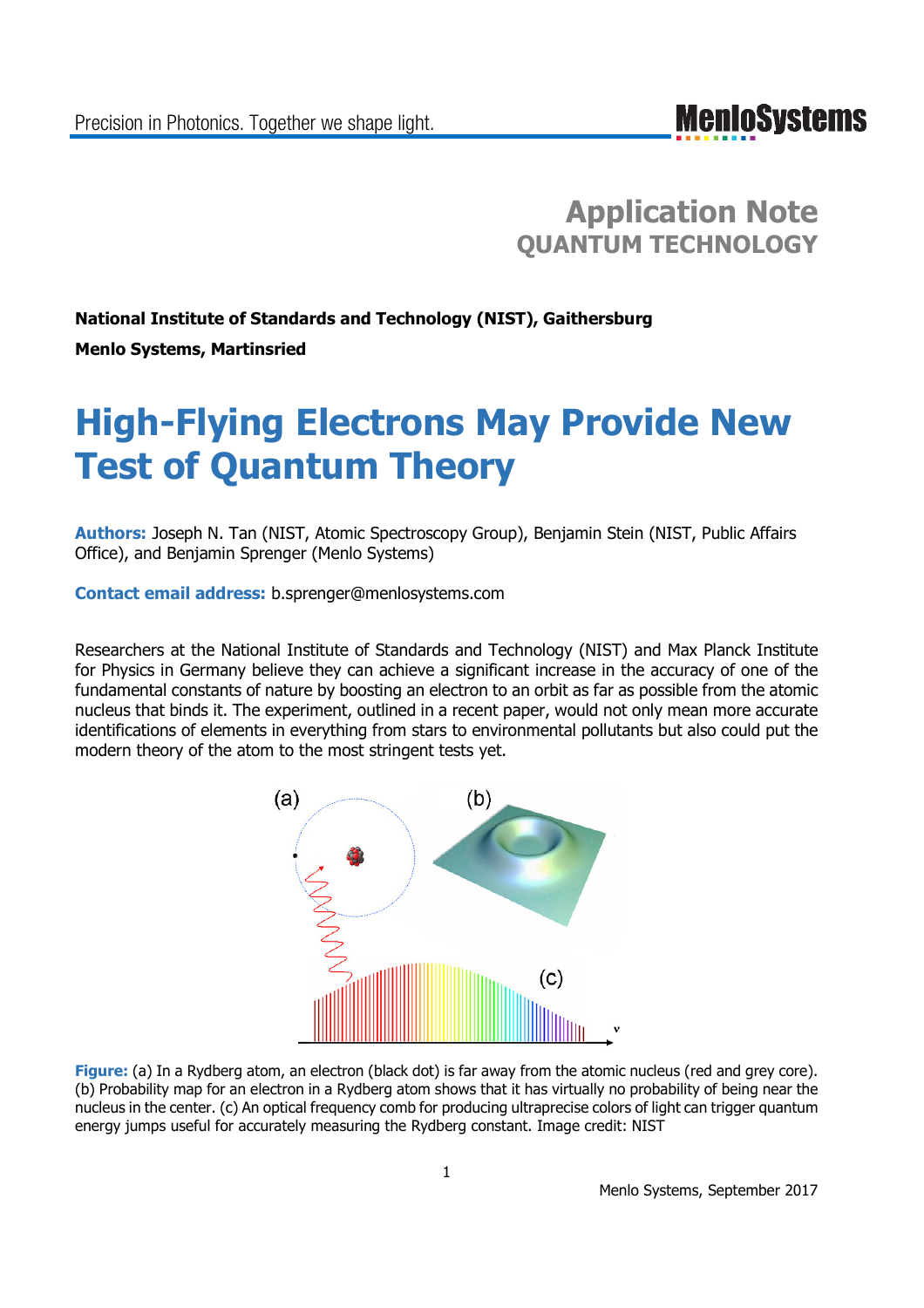# Application Note
## QUANTUM TECHNOLOGY

**National Institute of Standards and Technology (NIST), Gaithersburg**

**Menlo Systems, Martinsried**

# High-Flying Electrons May Provide New Test of Quantum Theory

**Authors:** Joseph N. Tan (NIST, Atomic Spectroscopy Group), Benjamin Stein (NIST, Public Affairs Office), and Benjamin Sprenger (Menlo Systems)

**Contact email address:** b.sprenger@menlosystems.com

Researchers at the National Institute of Standards and Technology (NIST) and Max Planck Institute for Physics in Germany believe they can achieve a significant increase in the accuracy of one of the fundamental constants of nature by boosting an electron to an orbit as far as possible from the atomic nucleus that binds it. The experiment, outlined in a recent paper, would not only mean more accurate identifications of elements in everything from stars to environmental pollutants but also could put the modern theory of the atom to the most stringent tests yet.

**Figure:** (a) In a Rydberg atom, an electron (black dot) is far away from the atomic nucleus (red and grey core). (b) Probability map for an electron in a Rydberg atom shows that it has virtually no probability of being near the nucleus in the center. (c) An optical frequency comb for producing ultraprecise colors of light can trigger quantum energy jumps useful for accurately measuring the Rydberg constant. Image credit: NIST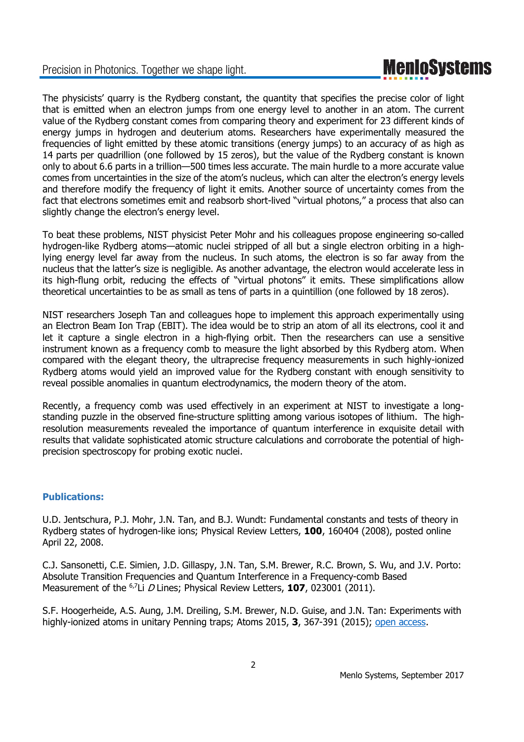The physicists' quarry is the Rydberg constant, the quantity that specifies the precise color of light that is emitted when an electron jumps from one energy level to another in an atom. The current value of the Rydberg constant comes from comparing theory and experiment for 23 different kinds of energy jumps in hydrogen and deuterium atoms. Researchers have experimentally measured the frequencies of light emitted by these atomic transitions (energy jumps) to an accuracy of as high as 14 parts per quadrillion (one followed by 15 zeros), but the value of the Rydberg constant is known only to about 6.6 parts in a trillion—500 times less accurate. The main hurdle to a more accurate value comes from uncertainties in the size of the atom's nucleus, which can alter the electron's energy levels and therefore modify the frequency of light it emits. Another source of uncertainty comes from the fact that electrons sometimes emit and reabsorb short-lived "virtual photons," a process that also can slightly change the electron's energy level.

To beat these problems, NIST physicist Peter Mohr and his colleagues propose engineering so-called hydrogen-like Rydberg atoms—atomic nuclei stripped of all but a single electron orbiting in a high-lying energy level far away from the nucleus. In such atoms, the electron is so far away from the nucleus that the latter's size is negligible. As another advantage, the electron would accelerate less in its high-flung orbit, reducing the effects of "virtual photons" it emits. These simplifications allow theoretical uncertainties to be as small as tens of parts in a quintillion (one followed by 18 zeros).

NIST researchers Joseph Tan and colleagues hope to implement this approach experimentally using an Electron Beam Ion Trap (EBIT). The idea would be to strip an atom of all its electrons, cool it and let it capture a single electron in a high-flying orbit. Then the researchers can use a sensitive instrument known as a frequency comb to measure the light absorbed by this Rydberg atom. When compared with the elegant theory, the ultraprecise frequency measurements in such highly-ionized Rydberg atoms would yield an improved value for the Rydberg constant with enough sensitivity to reveal possible anomalies in quantum electrodynamics, the modern theory of the atom.

Recently, a frequency comb was used effectively in an experiment at NIST to investigate a long-standing puzzle in the observed fine-structure splitting among various isotopes of lithium. The high-resolution measurements revealed the importance of quantum interference in exquisite detail with results that validate sophisticated atomic structure calculations and corroborate the potential of high-precision spectroscopy for probing exotic nuclei.

### Publications:

U.D. Jentschura, P.J. Mohr, J.N. Tan, and B.J. Wundt: Fundamental constants and tests of theory in Rydberg states of hydrogen-like ions; Physical Review Letters, **100**, 160404 (2008), posted online April 22, 2008.

C.J. Sansonetti, C.E. Simien, J.D. Gillaspy, J.N. Tan, S.M. Brewer, R.C. Brown, S. Wu, and J.V. Porto: Absolute Transition Frequencies and Quantum Interference in a Frequency-comb Based Measurement of the $^{6,7}$Li *D* Lines; Physical Review Letters, **107**, 023001 (2011).

S.F. Hoogerheide, A.S. Aung, J.M. Dreiling, S.M. Brewer, N.D. Guise, and J.N. Tan: Experiments with highly-ionized atoms in unitary Penning traps; Atoms 2015, **3**, 367-391 (2015); open access.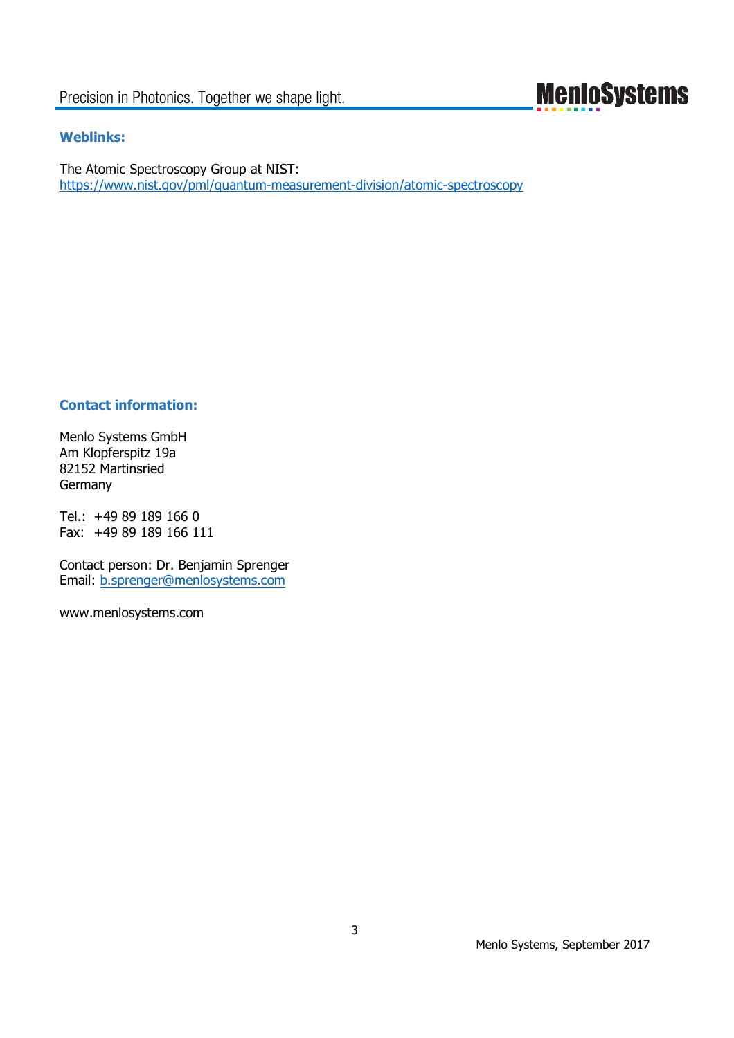**Weblinks:**

The Atomic Spectroscopy Group at NIST:
https://www.nist.gov/pml/quantum-measurement-division/atomic-spectroscopy

**Contact information:**

Menlo Systems GmbH
Am Klopferspitz 19a
82152 Martinsried
Germany

Tel.: +49 89 189 166 0
Fax: +49 89 189 166 111

Contact person: Dr. Benjamin Sprenger
Email: b.sprenger@menlosystems.com

www.menlosystems.com

Menlo Systems, September 2017